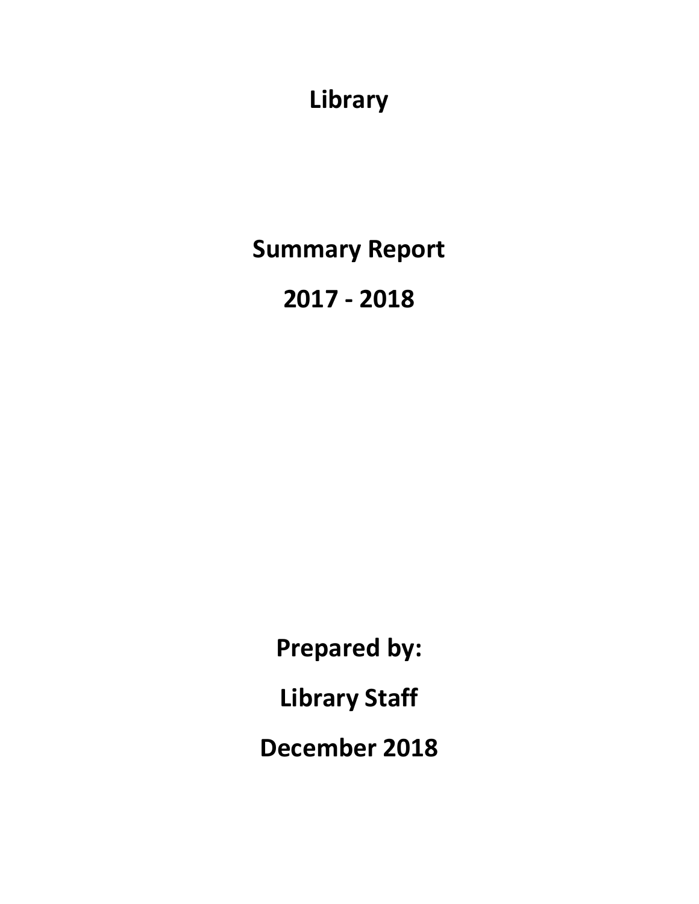# Library

# Summary Report

# 2017 - 2018

**Prepared by:**

**Library Staff**

**December 2018**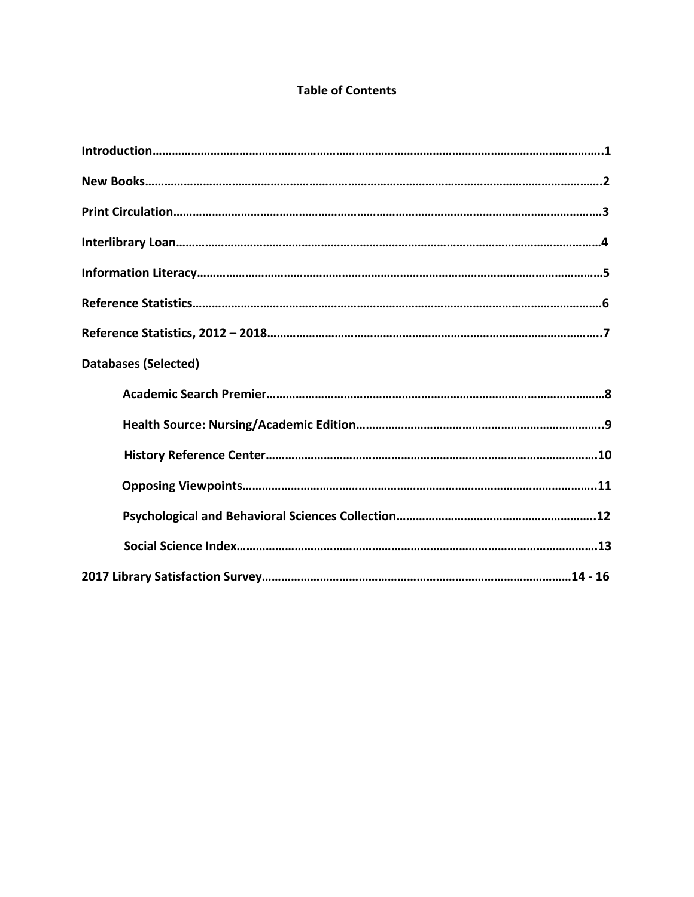# Table of Contents

**Introduction**……………………………………………………………………………………………………………………………..1

**New Books**…………………………………………………………………………………………………………………………………2

**Print Circulation**……………………………………………………………………………………………………………………….3

**Interlibrary Loan**…………………………………………………………………………………………………………………….4

**Information Literacy**………………………………………………………………………………………………………………5

**Reference Statistics**……………………………………………………………………………………………………………….6

**Reference Statistics, 2012 – 2018**…………………………………………………………………………………………….7

**Databases (Selected)**

- **Academic Search Premier**………………………………………………………………………………………………8
- **Health Source: Nursing/Academic Edition**…………………………………………………………………..9
- **History Reference Center**………………………………………………………………………………………………10
- **Opposing Viewpoints**…………………………………………………………………………………………………..11
- **Psychological and Behavioral Sciences Collection**……………………………………………………..12
- **Social Science Index**……………………………………………………………………………………………………13

**2017 Library Satisfaction Survey**……………………………………………………………………………………14 - 16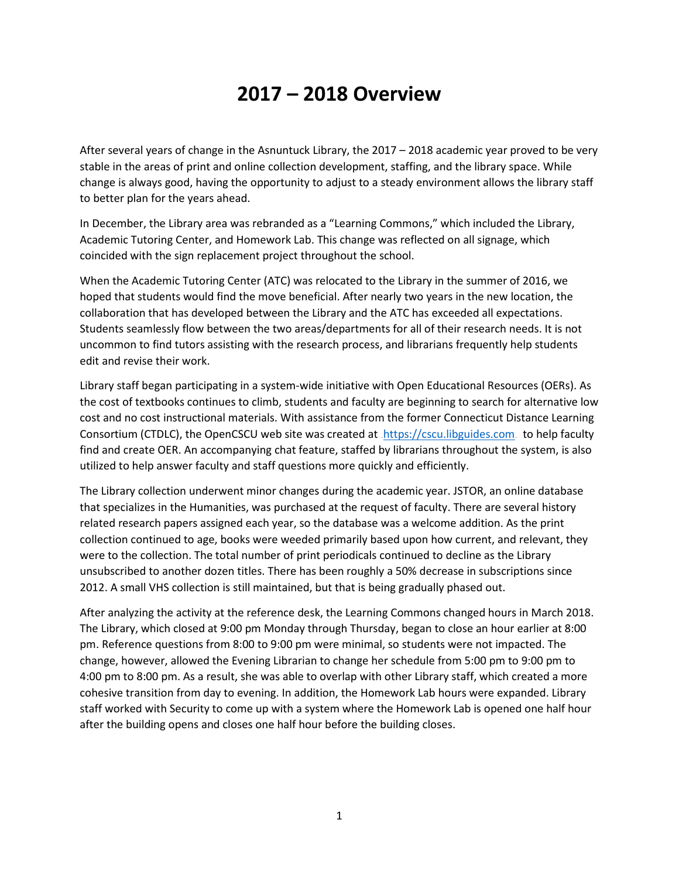# 2017 – 2018 Overview

After several years of change in the Asnuntuck Library, the 2017 – 2018 academic year proved to be very stable in the areas of print and online collection development, staffing, and the library space. While change is always good, having the opportunity to adjust to a steady environment allows the library staff to better plan for the years ahead.

In December, the Library area was rebranded as a "Learning Commons," which included the Library, Academic Tutoring Center, and Homework Lab. This change was reflected on all signage, which coincided with the sign replacement project throughout the school.

When the Academic Tutoring Center (ATC) was relocated to the Library in the summer of 2016, we hoped that students would find the move beneficial. After nearly two years in the new location, the collaboration that has developed between the Library and the ATC has exceeded all expectations. Students seamlessly flow between the two areas/departments for all of their research needs. It is not uncommon to find tutors assisting with the research process, and librarians frequently help students edit and revise their work.

Library staff began participating in a system-wide initiative with Open Educational Resources (OERs). As the cost of textbooks continues to climb, students and faculty are beginning to search for alternative low cost and no cost instructional materials. With assistance from the former Connecticut Distance Learning Consortium (CTDLC), the OpenCSCU web site was created at [https://cscu.libguides.com](https://cscu.libguides.com) to help faculty find and create OER. An accompanying chat feature, staffed by librarians throughout the system, is also utilized to help answer faculty and staff questions more quickly and efficiently.

The Library collection underwent minor changes during the academic year. JSTOR, an online database that specializes in the Humanities, was purchased at the request of faculty. There are several history related research papers assigned each year, so the database was a welcome addition. As the print collection continued to age, books were weeded primarily based upon how current, and relevant, they were to the collection. The total number of print periodicals continued to decline as the Library unsubscribed to another dozen titles. There has been roughly a 50% decrease in subscriptions since 2012. A small VHS collection is still maintained, but that is being gradually phased out.

After analyzing the activity at the reference desk, the Learning Commons changed hours in March 2018. The Library, which closed at 9:00 pm Monday through Thursday, began to close an hour earlier at 8:00 pm. Reference questions from 8:00 to 9:00 pm were minimal, so students were not impacted. The change, however, allowed the Evening Librarian to change her schedule from 5:00 pm to 9:00 pm to 4:00 pm to 8:00 pm. As a result, she was able to overlap with other Library staff, which created a more cohesive transition from day to evening. In addition, the Homework Lab hours were expanded. Library staff worked with Security to come up with a system where the Homework Lab is opened one half hour after the building opens and closes one half hour before the building closes.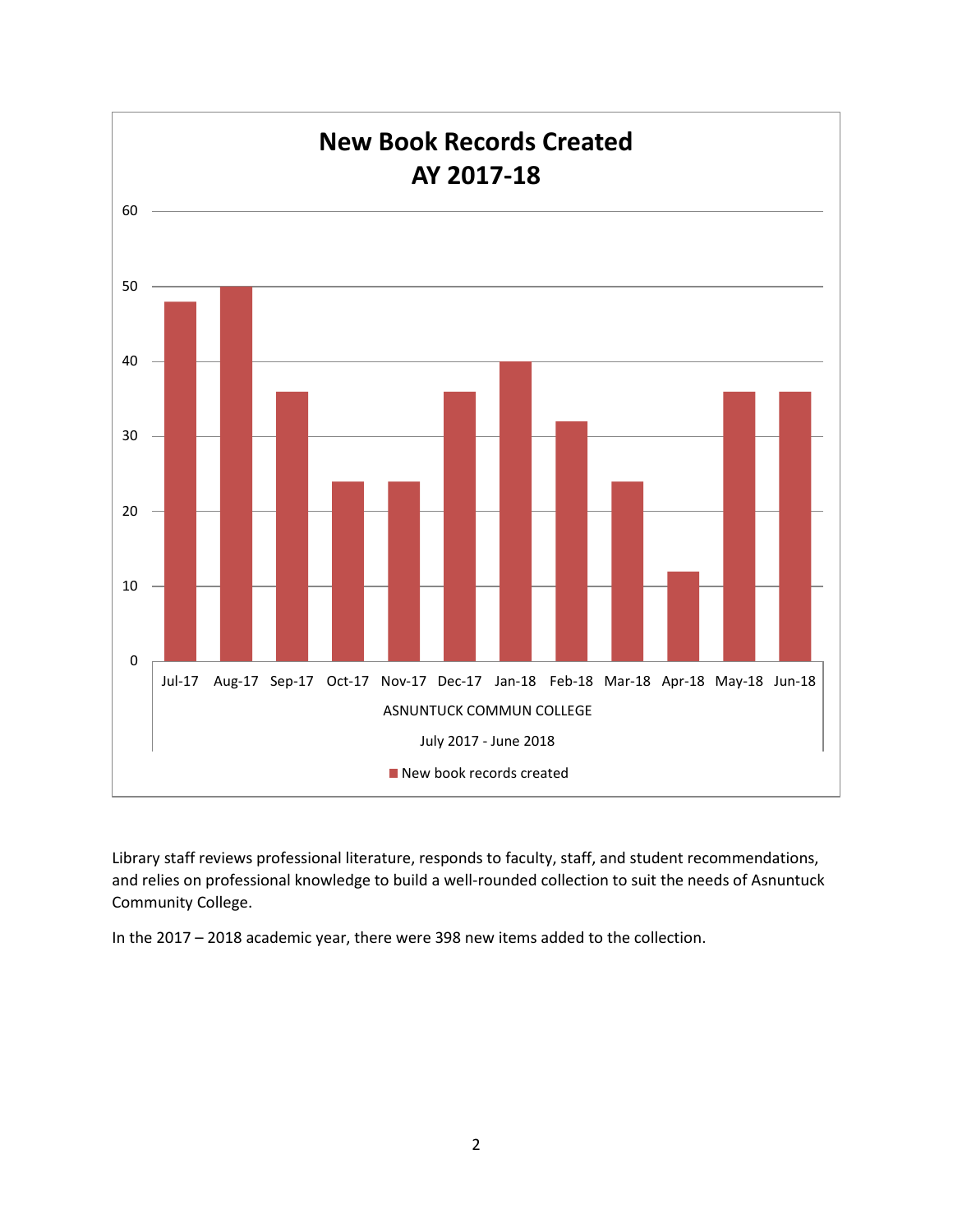**New Book Records Created**
**AY 2017-18**

Jul-17, Aug-17, Sep-17, Oct-17, Nov-17, Dec-17, Jan-18, Feb-18, Mar-18, Apr-18, May-18, Jun-18

ASNUNTUCK COMMUN COLLEGE

July 2017 - June 2018

New book records created

Library staff reviews professional literature, responds to faculty, staff, and student recommendations, and relies on professional knowledge to build a well-rounded collection to suit the needs of Asnuntuck Community College.

In the 2017 – 2018 academic year, there were 398 new items added to the collection.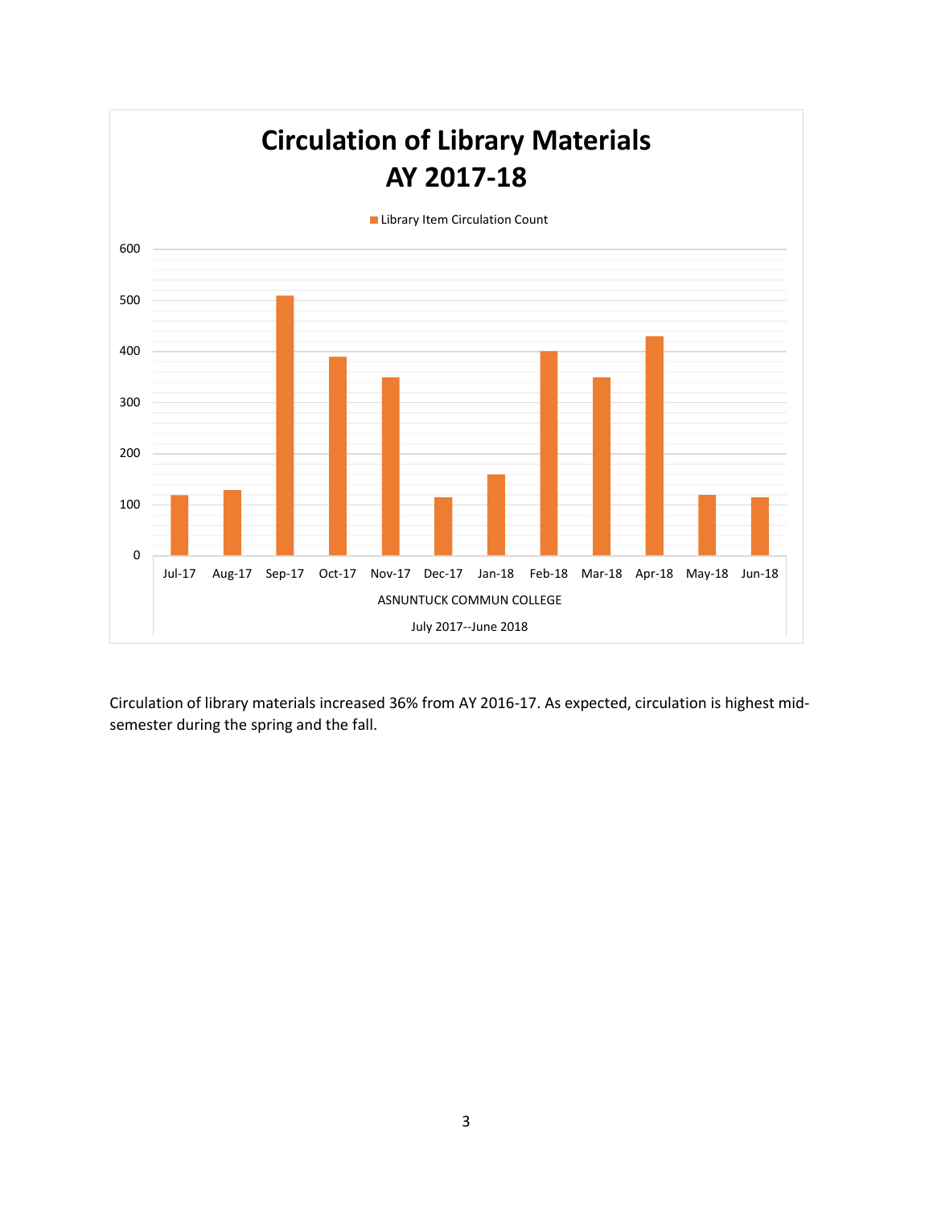**Circulation of Library Materials**
**AY 2017-18**

Library Item Circulation Count

| Month | Library Item Circulation Count |
|---|---|
| Jul-17 | 120 |
| Aug-17 | 130 |
| Sep-17 | 510 |
| Oct-17 | 390 |
| Nov-17 | 350 |
| Dec-17 | 115 |
| Jan-18 | 160 |
| Feb-18 | 400 |
| Mar-18 | 350 |
| Apr-18 | 430 |
| May-18 | 120 |
| Jun-18 | 115 |

ASNUNTUCK COMMUN COLLEGE

July 2017--June 2018

Circulation of library materials increased 36% from AY 2016-17. As expected, circulation is highest mid-semester during the spring and the fall.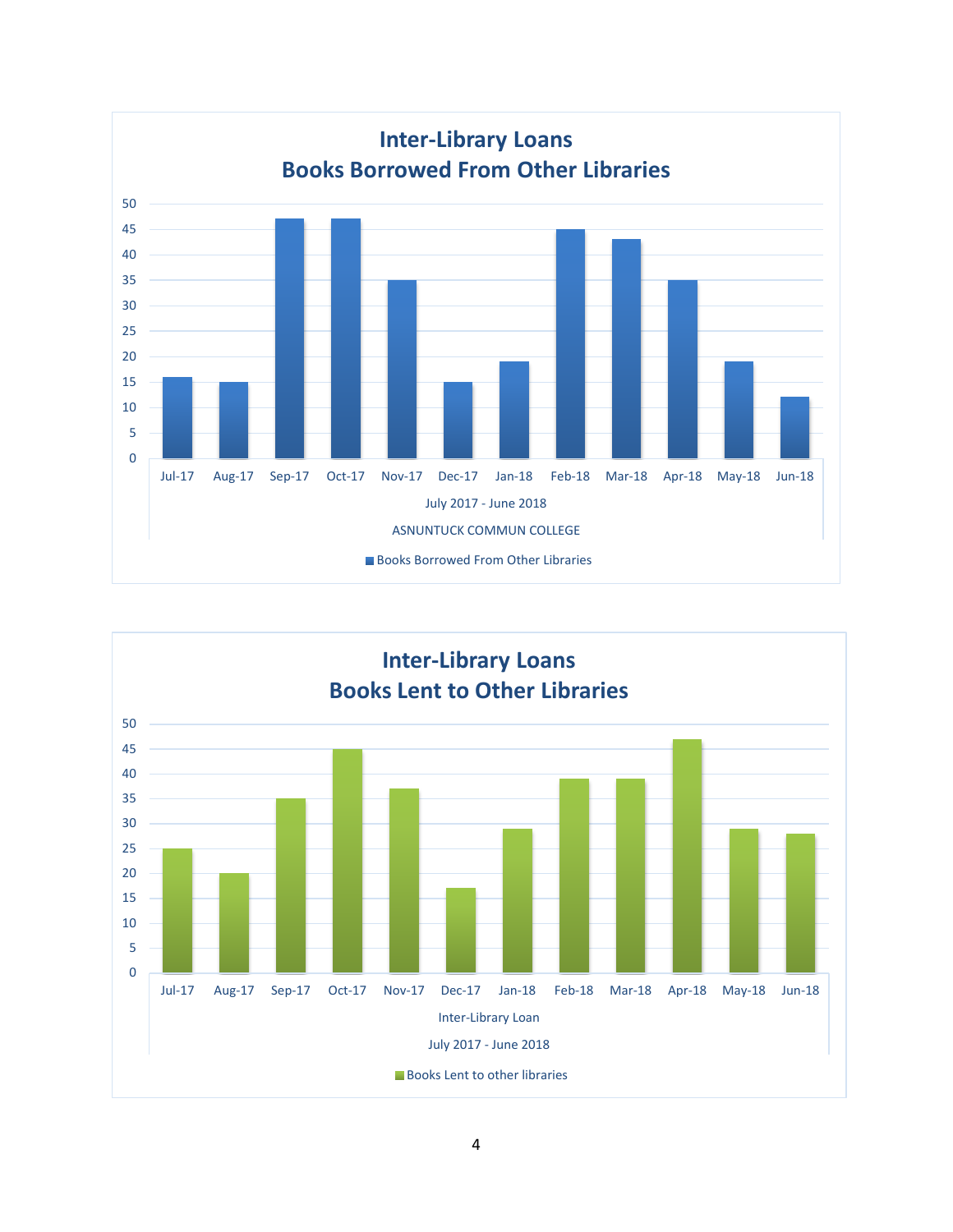## Inter-Library Loans
## Books Borrowed From Other Libraries

| Month | Books Borrowed From Other Libraries |
|---|---|
| Jul-17 | 16 |
| Aug-17 | 15 |
| Sep-17 | 47 |
| Oct-17 | 47 |
| Nov-17 | 35 |
| Dec-17 | 15 |
| Jan-18 | 19 |
| Feb-18 | 45 |
| Mar-18 | 43 |
| Apr-18 | 35 |
| May-18 | 19 |
| Jun-18 | 12 |

July 2017 - June 2018

ASNUNTUCK COMMUN COLLEGE

## Inter-Library Loans
## Books Lent to Other Libraries

| Month | Books Lent to other libraries |
|---|---|
| Jul-17 | 25 |
| Aug-17 | 20 |
| Sep-17 | 35 |
| Oct-17 | 45 |
| Nov-17 | 37 |
| Dec-17 | 17 |
| Jan-18 | 29 |
| Feb-18 | 39 |
| Mar-18 | 39 |
| Apr-18 | 47 |
| May-18 | 29 |
| Jun-18 | 28 |

Inter-Library Loan

July 2017 - June 2018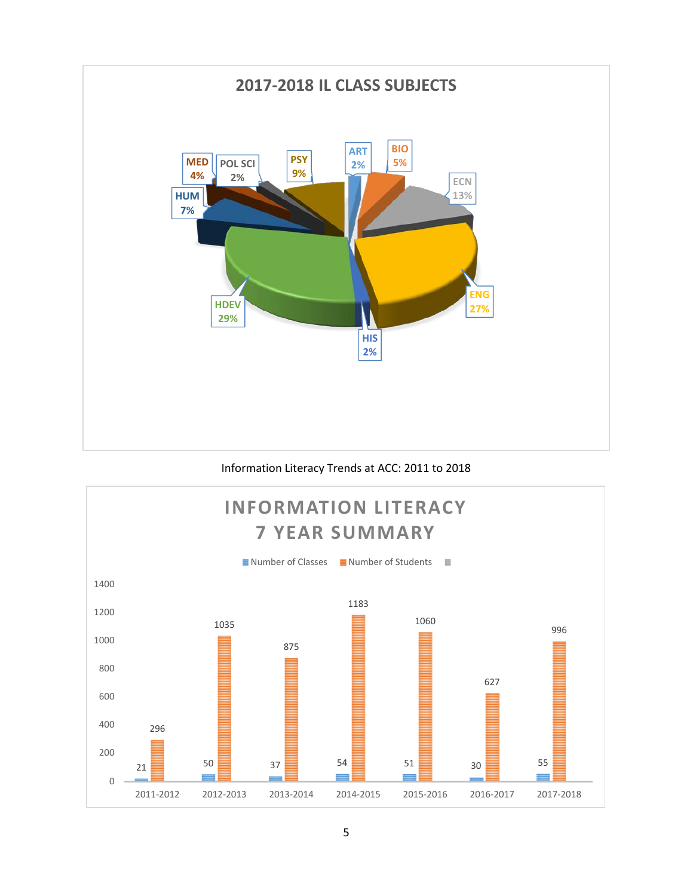## 2017-2018 IL CLASS SUBJECTS

| Subject | Percentage |
| --- | --- |
| ART | 2% |
| BIO | 5% |
| ECN | 13% |
| ENG | 27% |
| HIS | 2% |
| HDEV | 29% |
| HUM | 7% |
| MED | 4% |
| POL SCI | 2% |
| PSY | 9% |

Information Literacy Trends at ACC: 2011 to 2018

## INFORMATION LITERACY 7 YEAR SUMMARY

| Year | Number of Classes | Number of Students |
| --- | --- | --- |
| 2011-2012 | 21 | 296 |
| 2012-2013 | 50 | 1035 |
| 2013-2014 | 37 | 875 |
| 2014-2015 | 54 | 1183 |
| 2015-2016 | 51 | 1060 |
| 2016-2017 | 30 | 627 |
| 2017-2018 | 55 | 996 |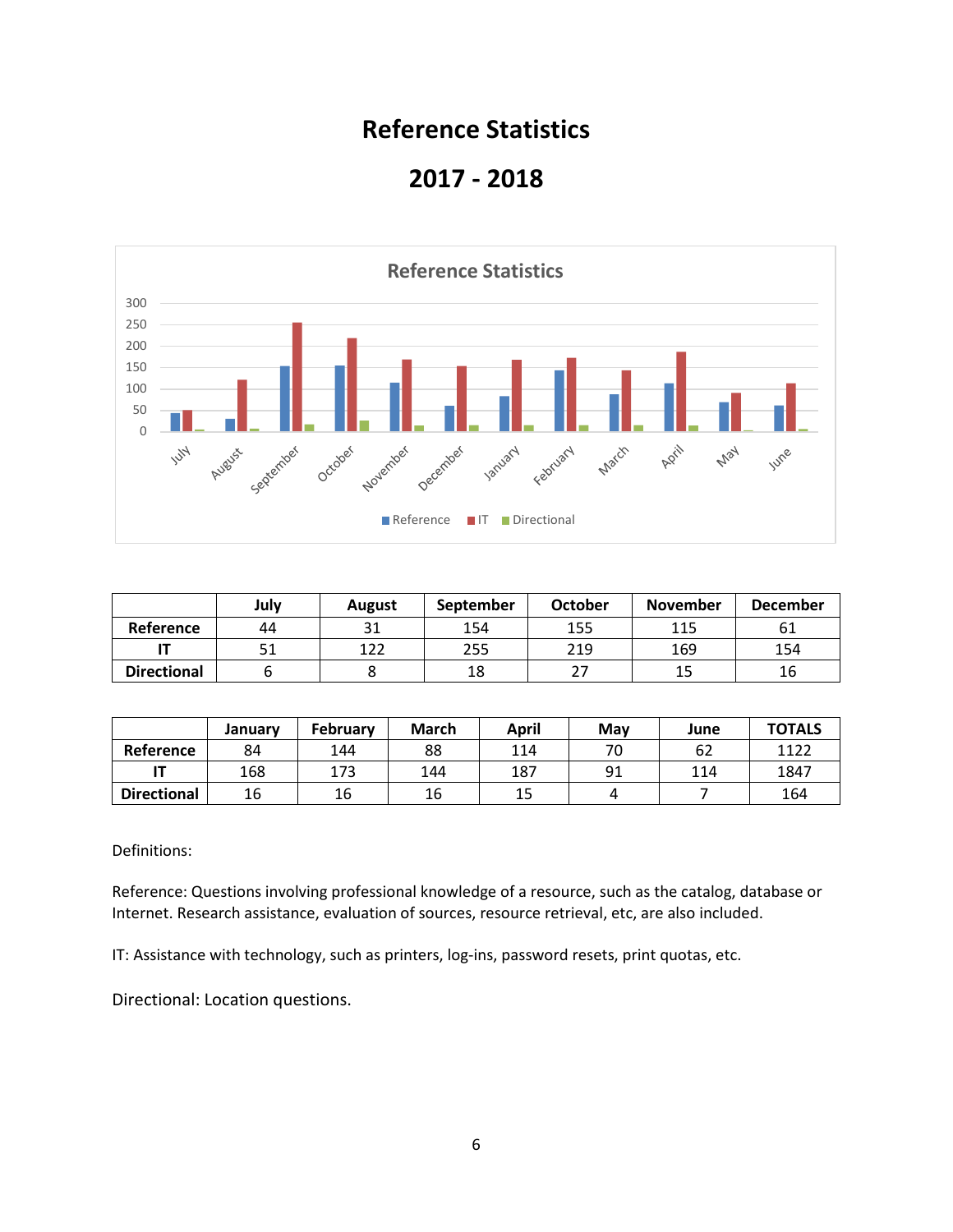# Reference Statistics

# 2017 - 2018

|  | July | August | September | October | November | December |
|---|---|---|---|---|---|---|
| **Reference** | 44 | 31 | 154 | 155 | 115 | 61 |
| **IT** | 51 | 122 | 255 | 219 | 169 | 154 |
| **Directional** | 6 | 8 | 18 | 27 | 15 | 16 |

|  | January | February | March | April | May | June | TOTALS |
|---|---|---|---|---|---|---|---|
| **Reference** | 84 | 144 | 88 | 114 | 70 | 62 | 1122 |
| **IT** | 168 | 173 | 144 | 187 | 91 | 114 | 1847 |
| **Directional** | 16 | 16 | 16 | 15 | 4 | 7 | 164 |

Definitions:

Reference: Questions involving professional knowledge of a resource, such as the catalog, database or Internet. Research assistance, evaluation of sources, resource retrieval, etc, are also included.

IT: Assistance with technology, such as printers, log-ins, password resets, print quotas, etc.

Directional: Location questions.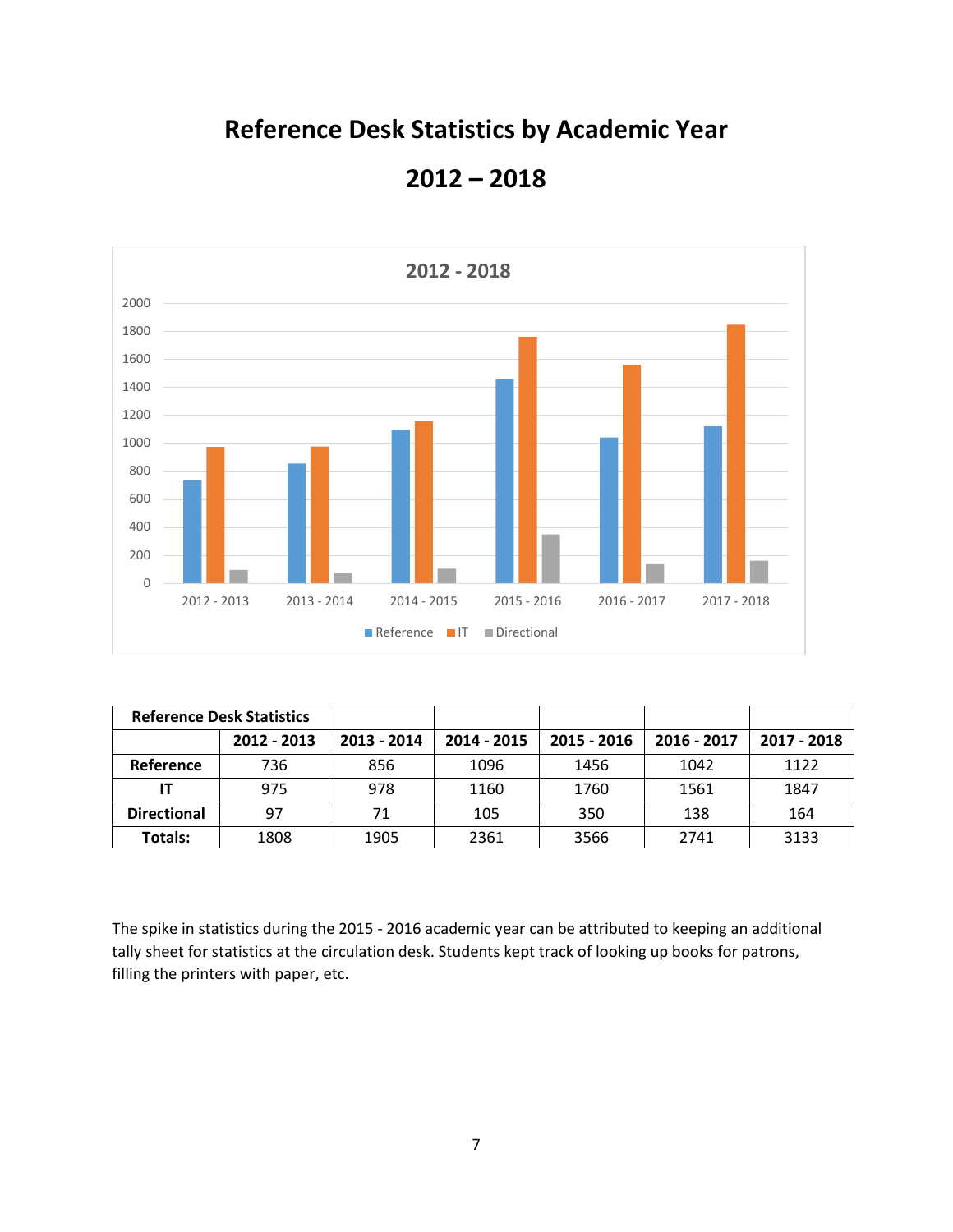# Reference Desk Statistics by Academic Year

# 2012 – 2018

| Reference Desk Statistics | | | | | | |
|---|---|---|---|---|---|---|
| | 2012 - 2013 | 2013 - 2014 | 2014 - 2015 | 2015 - 2016 | 2016 - 2017 | 2017 - 2018 |
| Reference | 736 | 856 | 1096 | 1456 | 1042 | 1122 |
| IT | 975 | 978 | 1160 | 1760 | 1561 | 1847 |
| Directional | 97 | 71 | 105 | 350 | 138 | 164 |
| Totals: | 1808 | 1905 | 2361 | 3566 | 2741 | 3133 |

The spike in statistics during the 2015 - 2016 academic year can be attributed to keeping an additional tally sheet for statistics at the circulation desk. Students kept track of looking up books for patrons, filling the printers with paper, etc.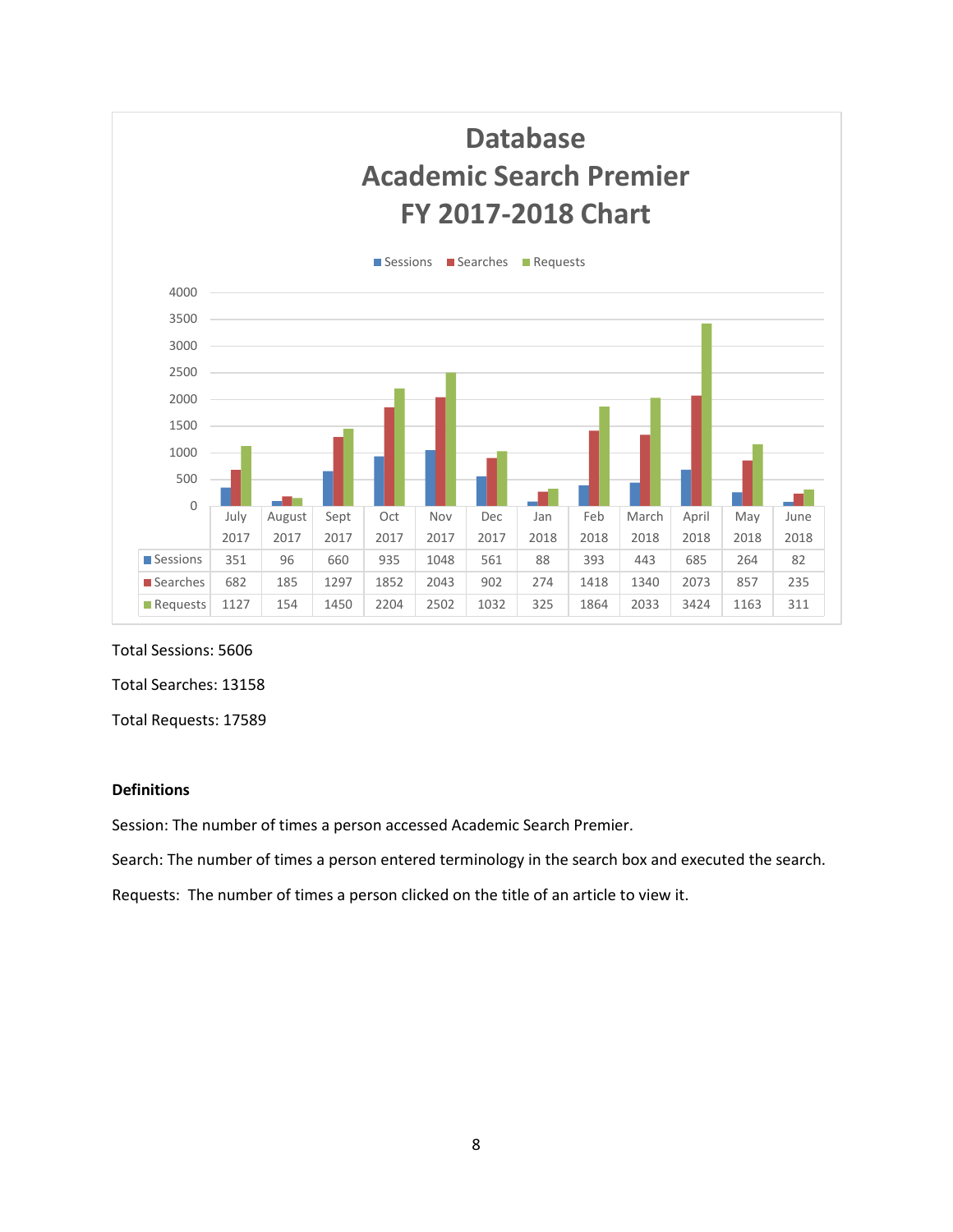# Database
# Academic Search Premier
# FY 2017-2018 Chart

| | July 2017 | August 2017 | Sept 2017 | Oct 2017 | Nov 2017 | Dec 2017 | Jan 2018 | Feb 2018 | March 2018 | April 2018 | May 2018 | June 2018 |
|---|---|---|---|---|---|---|---|---|---|---|---|---|
| Sessions | 351 | 96 | 660 | 935 | 1048 | 561 | 88 | 393 | 443 | 685 | 264 | 82 |
| Searches | 682 | 185 | 1297 | 1852 | 2043 | 902 | 274 | 1418 | 1340 | 2073 | 857 | 235 |
| Requests | 1127 | 154 | 1450 | 2204 | 2502 | 1032 | 325 | 1864 | 2033 | 3424 | 1163 | 311 |

Total Sessions: 5606

Total Searches: 13158

Total Requests: 17589

**Definitions**

Session: The number of times a person accessed Academic Search Premier.

Search: The number of times a person entered terminology in the search box and executed the search.

Requests: The number of times a person clicked on the title of an article to view it.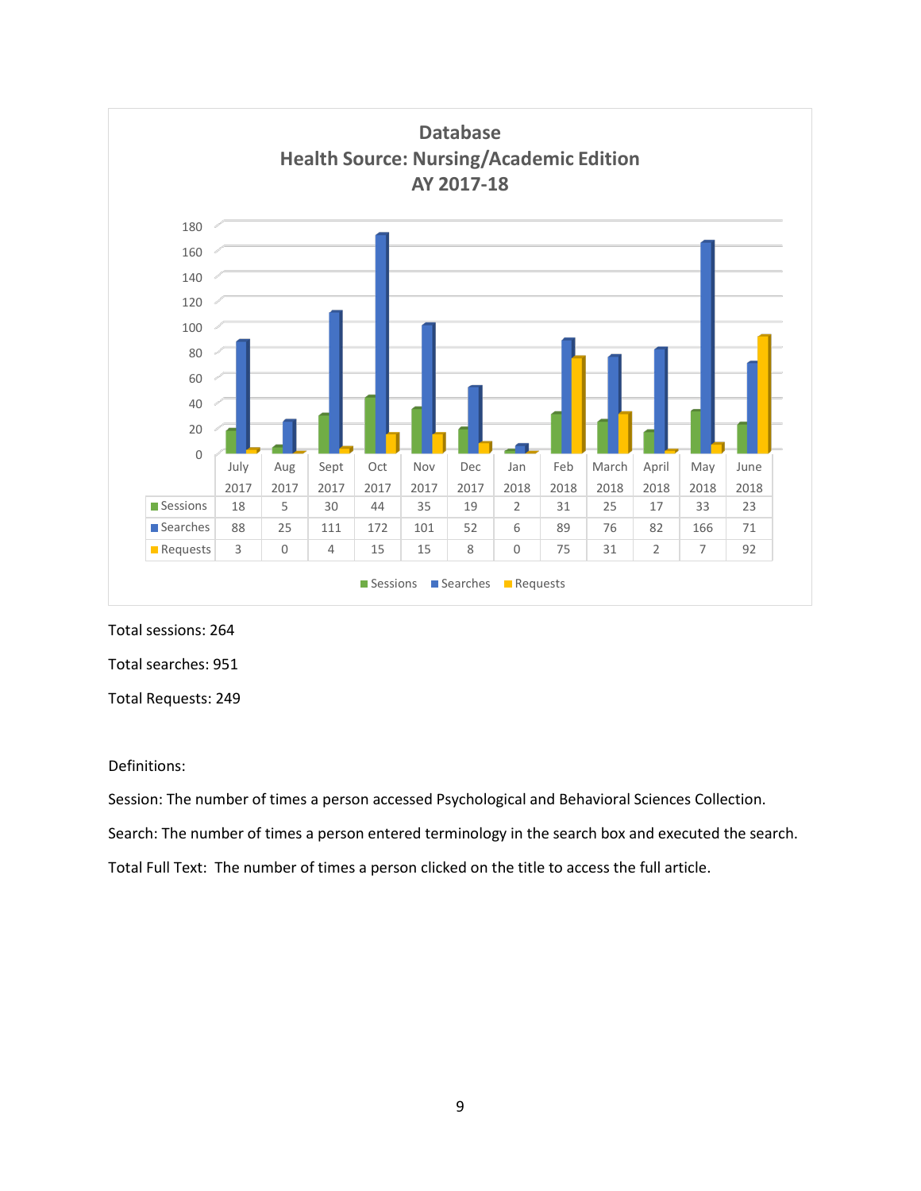## Database
## Health Source: Nursing/Academic Edition
## AY 2017-18

| | July 2017 | Aug 2017 | Sept 2017 | Oct 2017 | Nov 2017 | Dec 2017 | Jan 2018 | Feb 2018 | March 2018 | April 2018 | May 2018 | June 2018 |
|---|---|---|---|---|---|---|---|---|---|---|---|---|
| Sessions | 18 | 5 | 30 | 44 | 35 | 19 | 2 | 31 | 25 | 17 | 33 | 23 |
| Searches | 88 | 25 | 111 | 172 | 101 | 52 | 6 | 89 | 76 | 82 | 166 | 71 |
| Requests | 3 | 0 | 4 | 15 | 15 | 8 | 0 | 75 | 31 | 2 | 7 | 92 |

Total sessions: 264

Total searches: 951

Total Requests: 249

Definitions:

Session: The number of times a person accessed Psychological and Behavioral Sciences Collection.

Search: The number of times a person entered terminology in the search box and executed the search.

Total Full Text: The number of times a person clicked on the title to access the full article.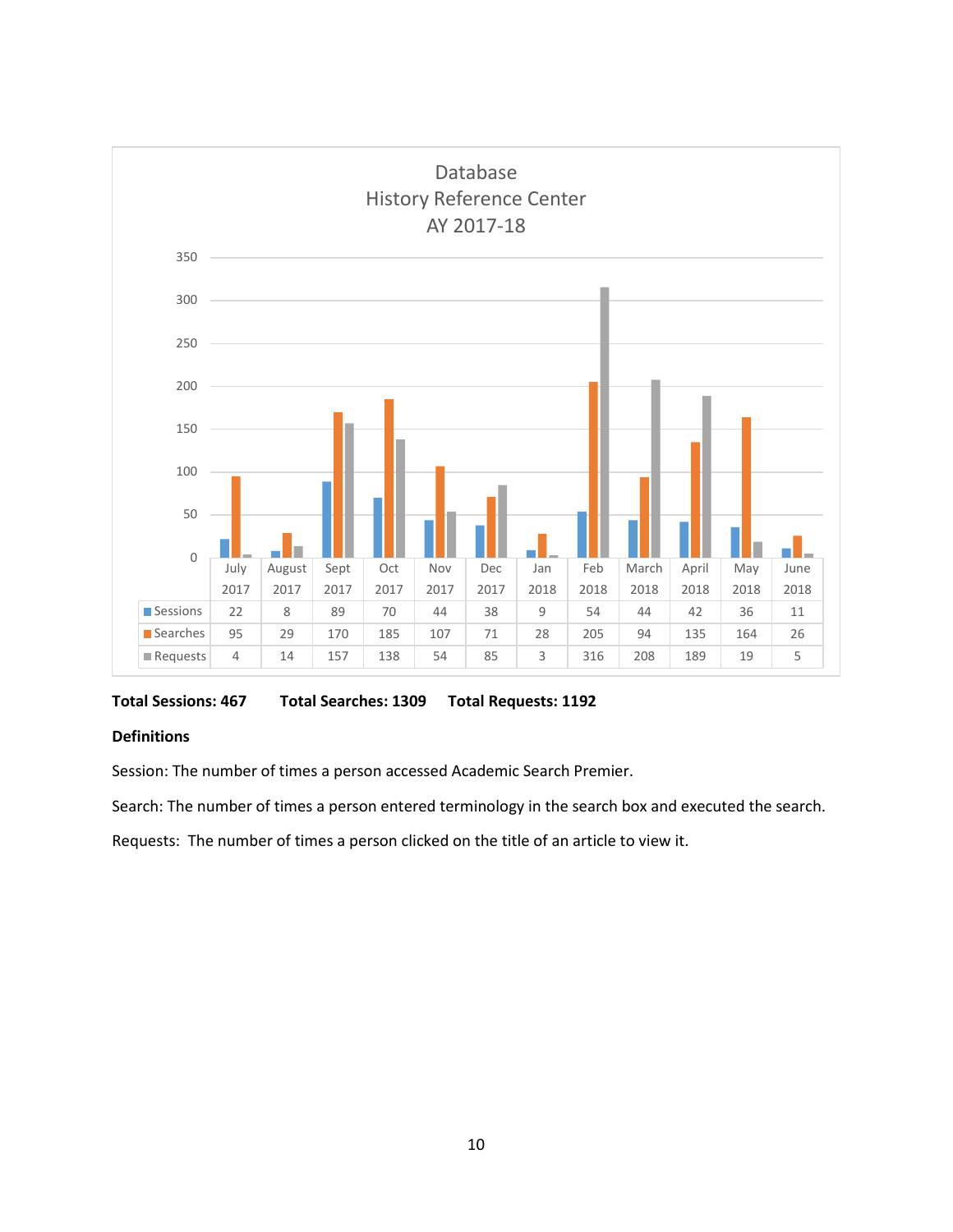Database
History Reference Center
AY 2017-18

|  | July 2017 | August 2017 | Sept 2017 | Oct 2017 | Nov 2017 | Dec 2017 | Jan 2018 | Feb 2018 | March 2018 | April 2018 | May 2018 | June 2018 |
|---|---|---|---|---|---|---|---|---|---|---|---|---|
| Sessions | 22 | 8 | 89 | 70 | 44 | 38 | 9 | 54 | 44 | 42 | 36 | 11 |
| Searches | 95 | 29 | 170 | 185 | 107 | 71 | 28 | 205 | 94 | 135 | 164 | 26 |
| Requests | 4 | 14 | 157 | 138 | 54 | 85 | 3 | 316 | 208 | 189 | 19 | 5 |

**Total Sessions: 467** **Total Searches: 1309** **Total Requests: 1192**

**Definitions**

Session: The number of times a person accessed Academic Search Premier.

Search: The number of times a person entered terminology in the search box and executed the search.

Requests: The number of times a person clicked on the title of an article to view it.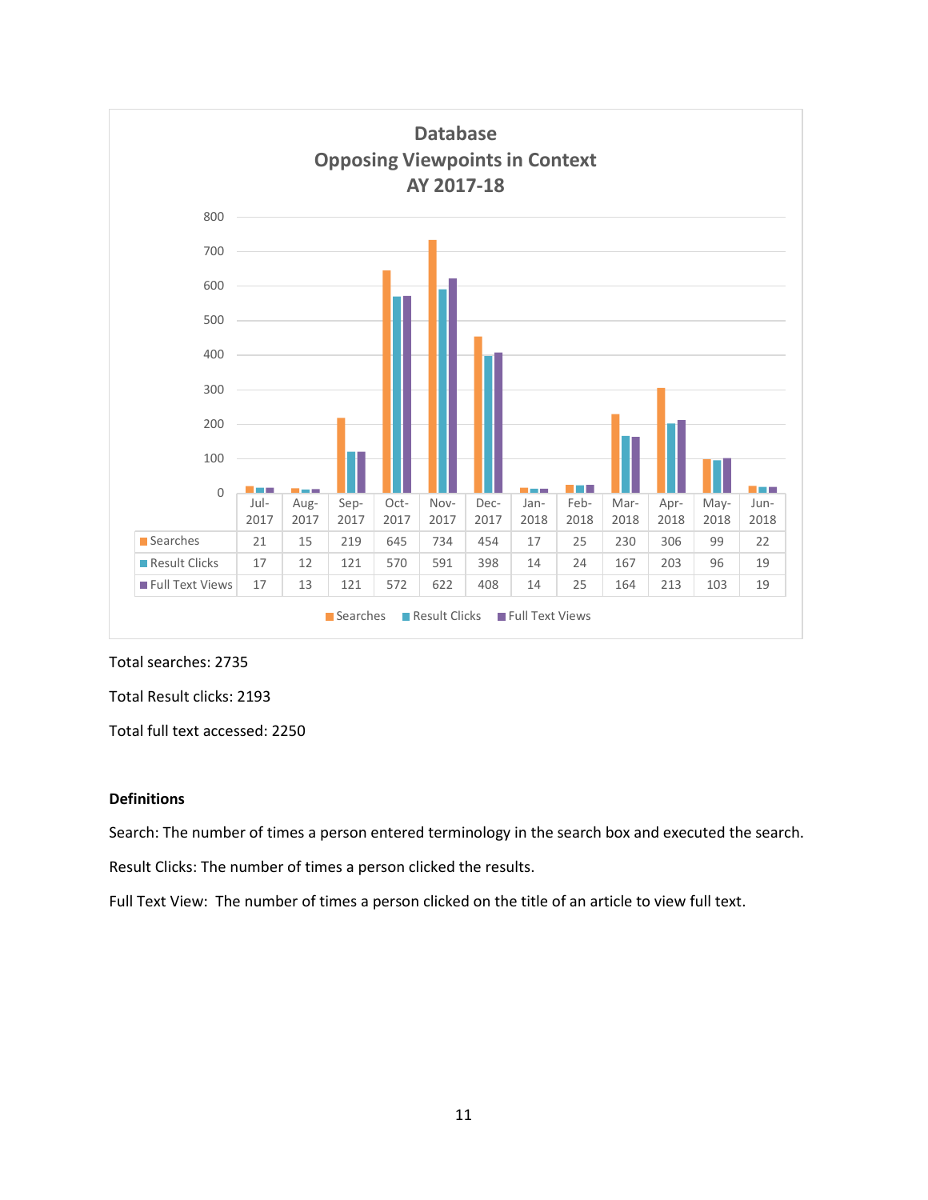## Database
## Opposing Viewpoints in Context
## AY 2017-18

| | Jul-2017 | Aug-2017 | Sep-2017 | Oct-2017 | Nov-2017 | Dec-2017 | Jan-2018 | Feb-2018 | Mar-2018 | Apr-2018 | May-2018 | Jun-2018 |
|---|---|---|---|---|---|---|---|---|---|---|---|---|
| Searches | 21 | 15 | 219 | 645 | 734 | 454 | 17 | 25 | 230 | 306 | 99 | 22 |
| Result Clicks | 17 | 12 | 121 | 570 | 591 | 398 | 14 | 24 | 167 | 203 | 96 | 19 |
| Full Text Views | 17 | 13 | 121 | 572 | 622 | 408 | 14 | 25 | 164 | 213 | 103 | 19 |

Total searches: 2735

Total Result clicks: 2193

Total full text accessed: 2250

**Definitions**

Search: The number of times a person entered terminology in the search box and executed the search.

Result Clicks: The number of times a person clicked the results.

Full Text View: The number of times a person clicked on the title of an article to view full text.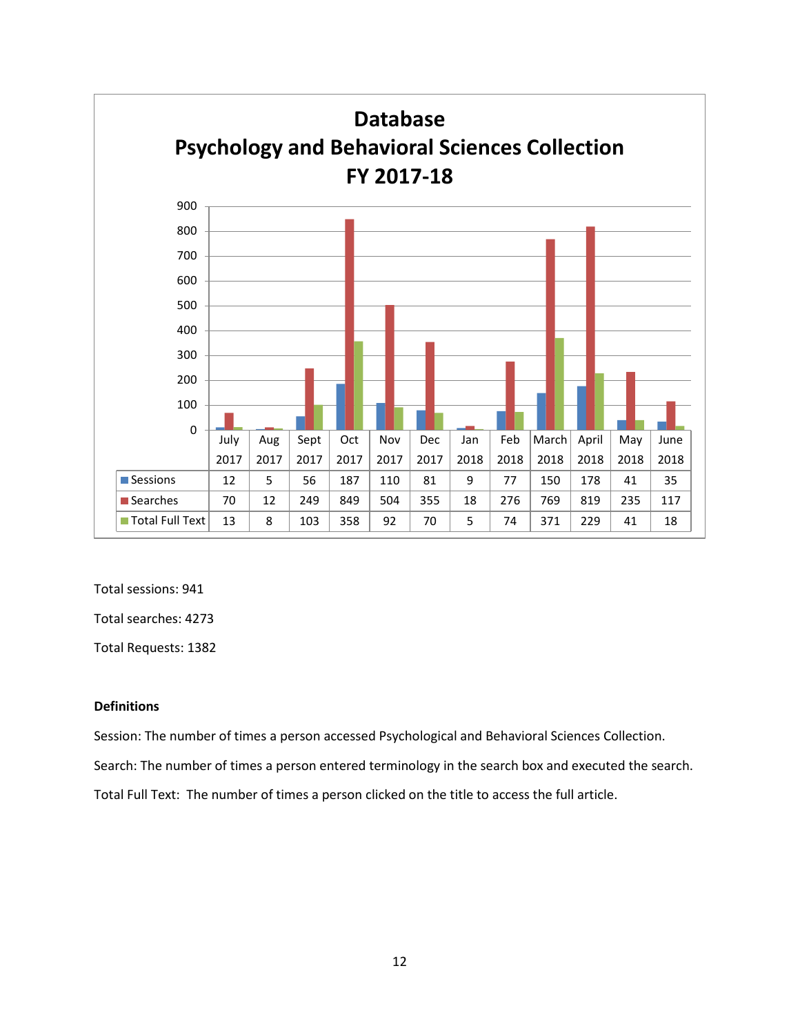## Database
## Psychology and Behavioral Sciences Collection
## FY 2017-18

| | July 2017 | Aug 2017 | Sept 2017 | Oct 2017 | Nov 2017 | Dec 2017 | Jan 2018 | Feb 2018 | March 2018 | April 2018 | May 2018 | June 2018 |
|---|---|---|---|---|---|---|---|---|---|---|---|---|
| Sessions | 12 | 5 | 56 | 187 | 110 | 81 | 9 | 77 | 150 | 178 | 41 | 35 |
| Searches | 70 | 12 | 249 | 849 | 504 | 355 | 18 | 276 | 769 | 819 | 235 | 117 |
| Total Full Text | 13 | 8 | 103 | 358 | 92 | 70 | 5 | 74 | 371 | 229 | 41 | 18 |

Total sessions: 941

Total searches: 4273

Total Requests: 1382

**Definitions**

Session: The number of times a person accessed Psychological and Behavioral Sciences Collection.

Search: The number of times a person entered terminology in the search box and executed the search.

Total Full Text: The number of times a person clicked on the title to access the full article.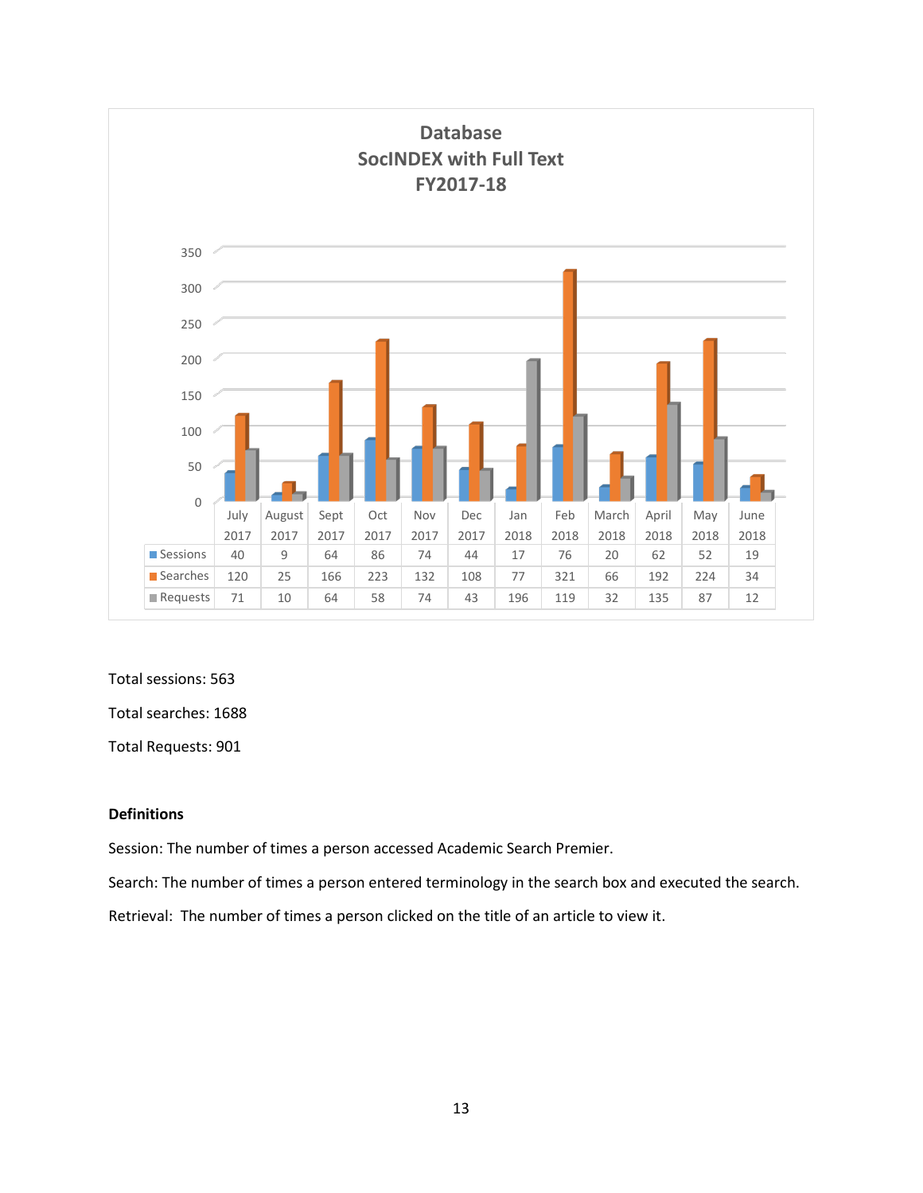## Database
## SocINDEX with Full Text
## FY2017-18

| | July 2017 | August 2017 | Sept 2017 | Oct 2017 | Nov 2017 | Dec 2017 | Jan 2018 | Feb 2018 | March 2018 | April 2018 | May 2018 | June 2018 |
|---|---|---|---|---|---|---|---|---|---|---|---|---|
| Sessions | 40 | 9 | 64 | 86 | 74 | 44 | 17 | 76 | 20 | 62 | 52 | 19 |
| Searches | 120 | 25 | 166 | 223 | 132 | 108 | 77 | 321 | 66 | 192 | 224 | 34 |
| Requests | 71 | 10 | 64 | 58 | 74 | 43 | 196 | 119 | 32 | 135 | 87 | 12 |

Total sessions: 563

Total searches: 1688

Total Requests: 901

**Definitions**

Session: The number of times a person accessed Academic Search Premier.

Search: The number of times a person entered terminology in the search box and executed the search.

Retrieval: The number of times a person clicked on the title of an article to view it.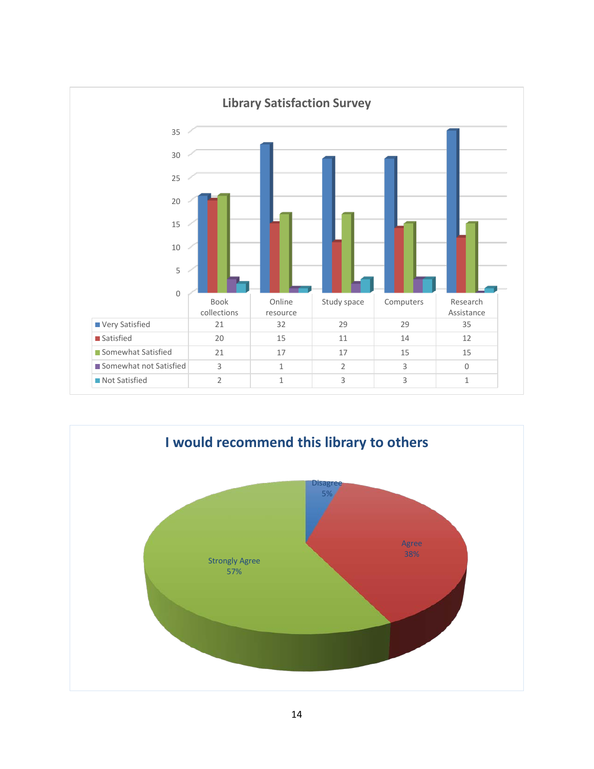## Library Satisfaction Survey

| | Book collections | Online resource | Study space | Computers | Research Assistance |
|---|---|---|---|---|---|
| Very Satisfied | 21 | 32 | 29 | 29 | 35 |
| Satisfied | 20 | 15 | 11 | 14 | 12 |
| Somewhat Satisfied | 21 | 17 | 17 | 15 | 15 |
| Somewhat not Satisfied | 3 | 1 | 2 | 3 | 0 |
| Not Satisfied | 2 | 1 | 3 | 3 | 1 |

## I would recommend this library to others

- Disagree 5%
- Agree 38%
- Strongly Agree 57%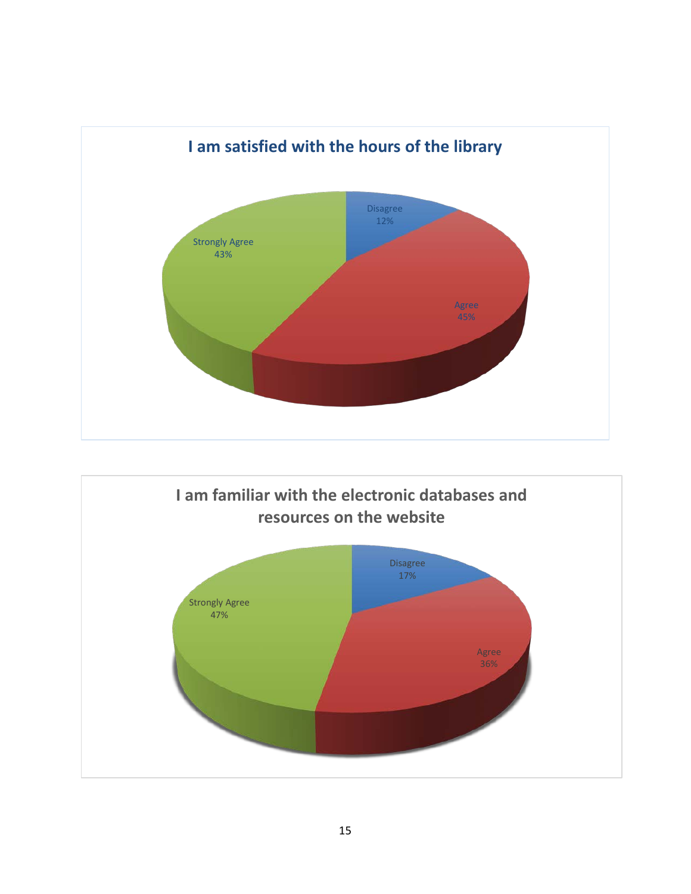**I am satisfied with the hours of the library**

Disagree
12%

Agree
45%

Strongly Agree
43%

**I am familiar with the electronic databases and resources on the website**

Disagree
17%

Agree
36%

Strongly Agree
47%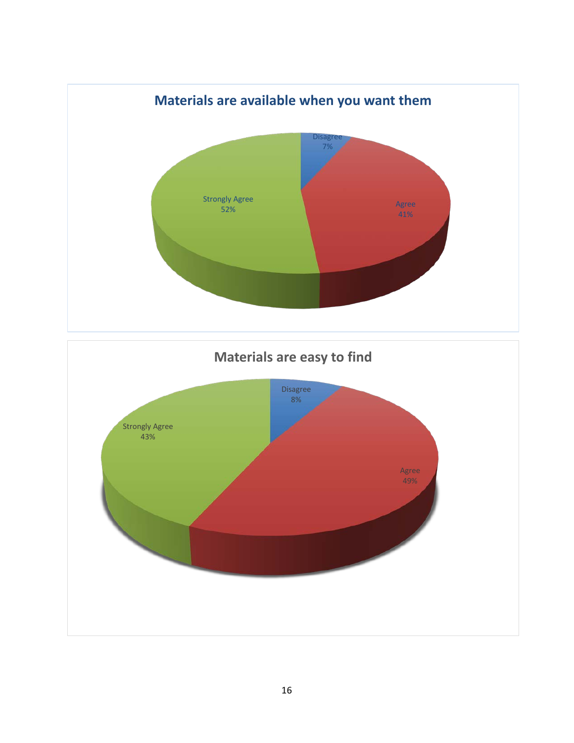## Materials are available when you want them

Disagree
7%

Agree
41%

Strongly Agree
52%

## Materials are easy to find

Disagree
8%

Agree
49%

Strongly Agree
43%